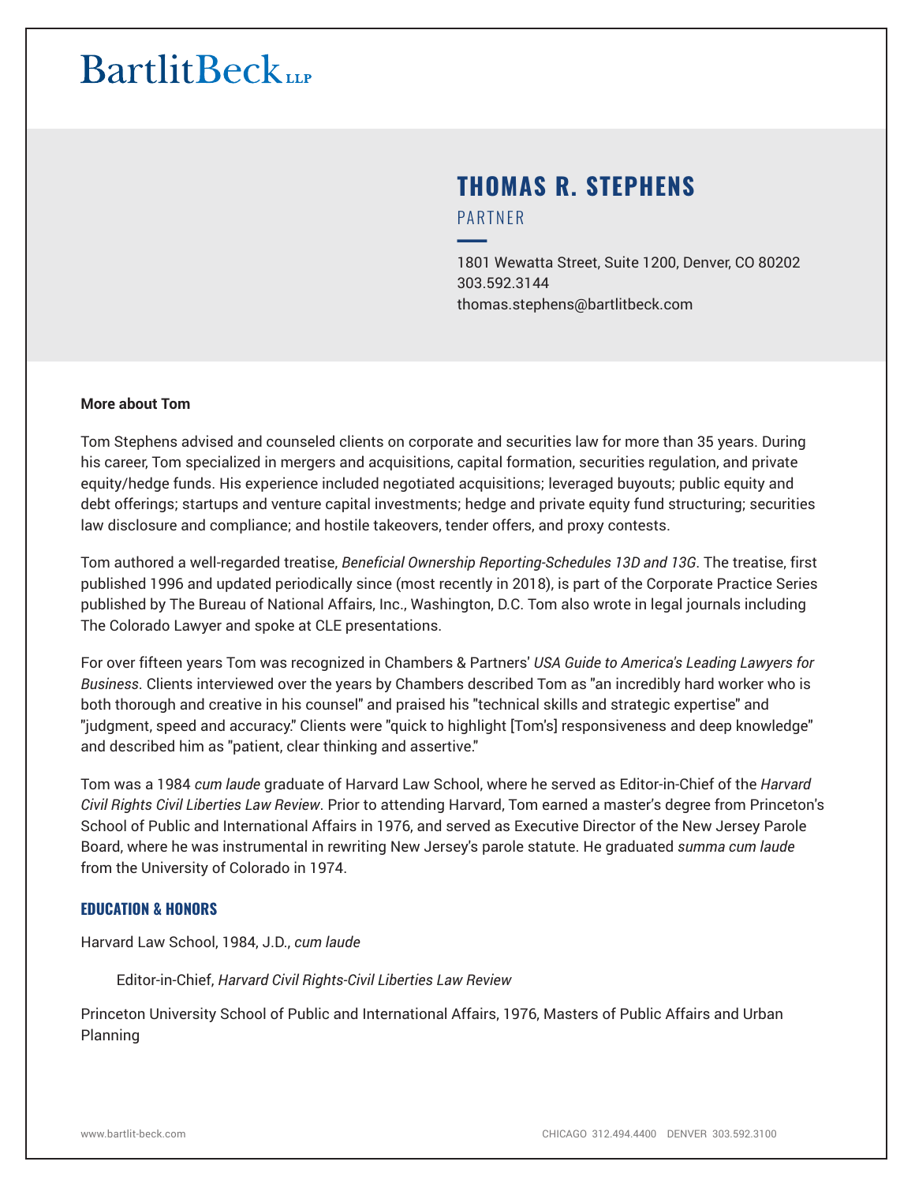BartlitBeck LLP

# THOMAS R. STEPHENS

PARTNER

1801 Wewatta Street, Suite 1200, Denver, CO 80202
303.592.3144
thomas.stephens@bartlitbeck.com

**More about Tom**

Tom Stephens advised and counseled clients on corporate and securities law for more than 35 years. During his career, Tom specialized in mergers and acquisitions, capital formation, securities regulation, and private equity/hedge funds. His experience included negotiated acquisitions; leveraged buyouts; public equity and debt offerings; startups and venture capital investments; hedge and private equity fund structuring; securities law disclosure and compliance; and hostile takeovers, tender offers, and proxy contests.

Tom authored a well-regarded treatise, *Beneficial Ownership Reporting-Schedules 13D and 13G*. The treatise, first published 1996 and updated periodically since (most recently in 2018), is part of the Corporate Practice Series published by The Bureau of National Affairs, Inc., Washington, D.C. Tom also wrote in legal journals including The Colorado Lawyer and spoke at CLE presentations.

For over fifteen years Tom was recognized in Chambers & Partners' *USA Guide to America's Leading Lawyers for Business*. Clients interviewed over the years by Chambers described Tom as "an incredibly hard worker who is both thorough and creative in his counsel" and praised his "technical skills and strategic expertise" and "judgment, speed and accuracy." Clients were "quick to highlight [Tom's] responsiveness and deep knowledge" and described him as "patient, clear thinking and assertive."

Tom was a 1984 *cum laude* graduate of Harvard Law School, where he served as Editor-in-Chief of the *Harvard Civil Rights Civil Liberties Law Review*. Prior to attending Harvard, Tom earned a master's degree from Princeton's School of Public and International Affairs in 1976, and served as Executive Director of the New Jersey Parole Board, where he was instrumental in rewriting New Jersey's parole statute. He graduated *summa cum laude* from the University of Colorado in 1974.

## EDUCATION & HONORS

Harvard Law School, 1984, J.D., *cum laude*

- Editor-in-Chief, *Harvard Civil Rights-Civil Liberties Law Review*

Princeton University School of Public and International Affairs, 1976, Masters of Public Affairs and Urban Planning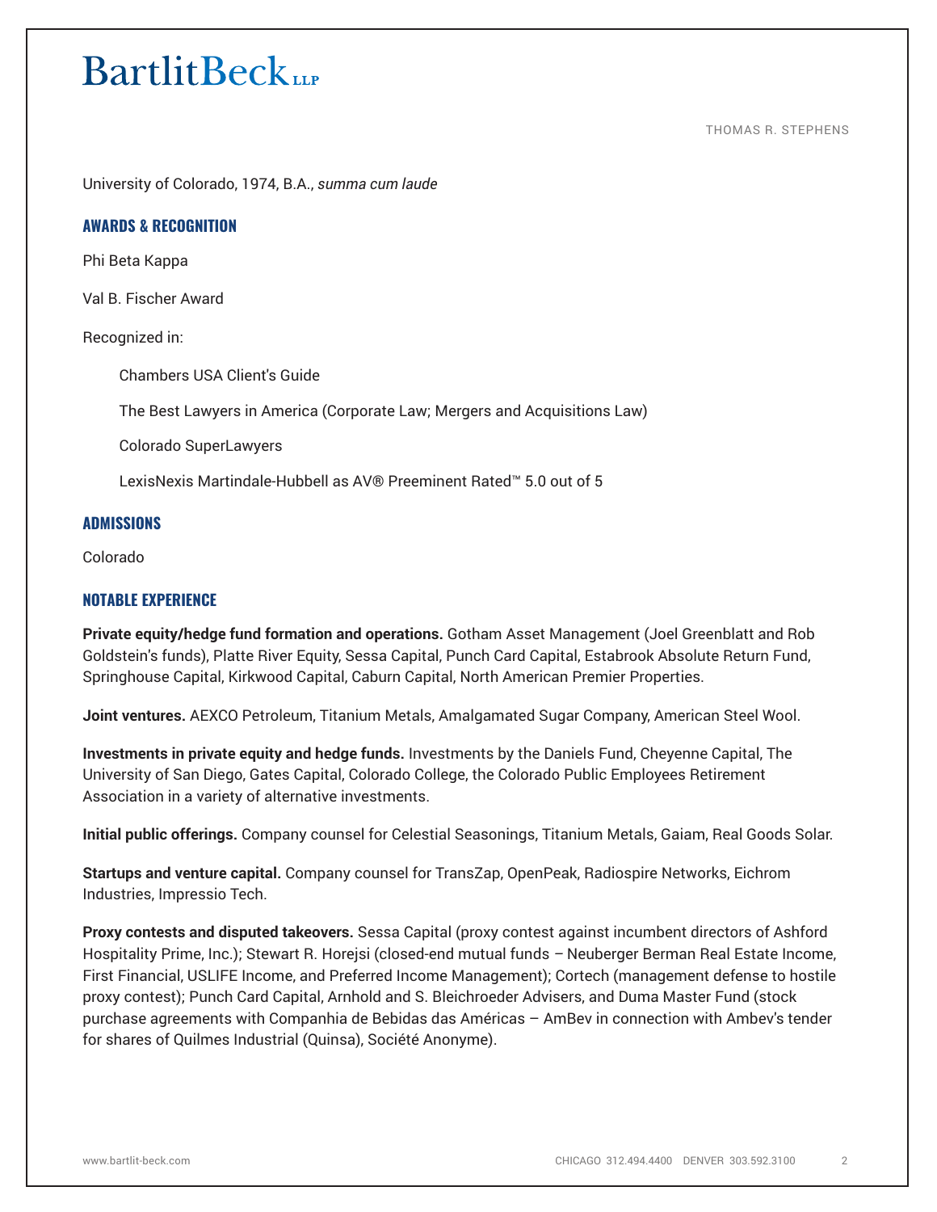University of Colorado, 1974, B.A., *summa cum laude*

## AWARDS & RECOGNITION

Phi Beta Kappa

Val B. Fischer Award

Recognized in:

- Chambers USA Client's Guide
- The Best Lawyers in America (Corporate Law; Mergers and Acquisitions Law)
- Colorado SuperLawyers
- LexisNexis Martindale-Hubbell as AV® Preeminent Rated™ 5.0 out of 5

## ADMISSIONS

Colorado

## NOTABLE EXPERIENCE

**Private equity/hedge fund formation and operations.** Gotham Asset Management (Joel Greenblatt and Rob Goldstein's funds), Platte River Equity, Sessa Capital, Punch Card Capital, Estabrook Absolute Return Fund, Springhouse Capital, Kirkwood Capital, Caburn Capital, North American Premier Properties.

**Joint ventures.** AEXCO Petroleum, Titanium Metals, Amalgamated Sugar Company, American Steel Wool.

**Investments in private equity and hedge funds.** Investments by the Daniels Fund, Cheyenne Capital, The University of San Diego, Gates Capital, Colorado College, the Colorado Public Employees Retirement Association in a variety of alternative investments.

**Initial public offerings.** Company counsel for Celestial Seasonings, Titanium Metals, Gaiam, Real Goods Solar.

**Startups and venture capital.** Company counsel for TransZap, OpenPeak, Radiospire Networks, Eichrom Industries, Impressio Tech.

**Proxy contests and disputed takeovers.** Sessa Capital (proxy contest against incumbent directors of Ashford Hospitality Prime, Inc.); Stewart R. Horejsi (closed-end mutual funds – Neuberger Berman Real Estate Income, First Financial, USLIFE Income, and Preferred Income Management); Cortech (management defense to hostile proxy contest); Punch Card Capital, Arnhold and S. Bleichroeder Advisers, and Duma Master Fund (stock purchase agreements with Companhia de Bebidas das Américas – AmBev in connection with Ambev's tender for shares of Quilmes Industrial (Quinsa), Société Anonyme).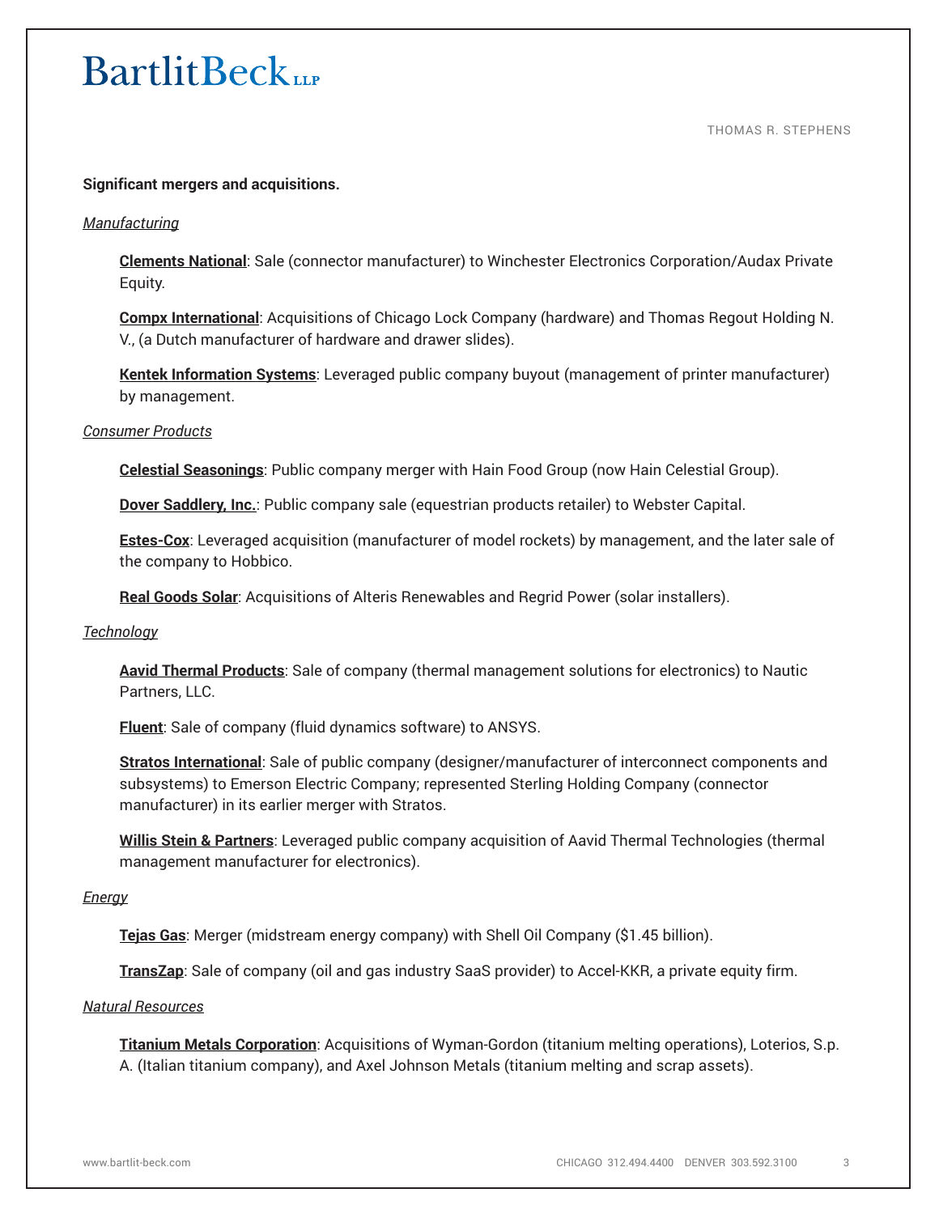**Significant mergers and acquisitions.**

*Manufacturing*

**Clements National**: Sale (connector manufacturer) to Winchester Electronics Corporation/Audax Private Equity.

**Compx International**: Acquisitions of Chicago Lock Company (hardware) and Thomas Regout Holding N. V., (a Dutch manufacturer of hardware and drawer slides).

**Kentek Information Systems**: Leveraged public company buyout (management of printer manufacturer) by management.

*Consumer Products*

**Celestial Seasonings**: Public company merger with Hain Food Group (now Hain Celestial Group).

**Dover Saddlery, Inc.**: Public company sale (equestrian products retailer) to Webster Capital.

**Estes-Cox**: Leveraged acquisition (manufacturer of model rockets) by management, and the later sale of the company to Hobbico.

**Real Goods Solar**: Acquisitions of Alteris Renewables and Regrid Power (solar installers).

*Technology*

**Aavid Thermal Products**: Sale of company (thermal management solutions for electronics) to Nautic Partners, LLC.

**Fluent**: Sale of company (fluid dynamics software) to ANSYS.

**Stratos International**: Sale of public company (designer/manufacturer of interconnect components and subsystems) to Emerson Electric Company; represented Sterling Holding Company (connector manufacturer) in its earlier merger with Stratos.

**Willis Stein & Partners**: Leveraged public company acquisition of Aavid Thermal Technologies (thermal management manufacturer for electronics).

*Energy*

**Tejas Gas**: Merger (midstream energy company) with Shell Oil Company ($1.45 billion).

**TransZap**: Sale of company (oil and gas industry SaaS provider) to Accel-KKR, a private equity firm.

*Natural Resources*

**Titanium Metals Corporation**: Acquisitions of Wyman-Gordon (titanium melting operations), Loterios, S.p. A. (Italian titanium company), and Axel Johnson Metals (titanium melting and scrap assets).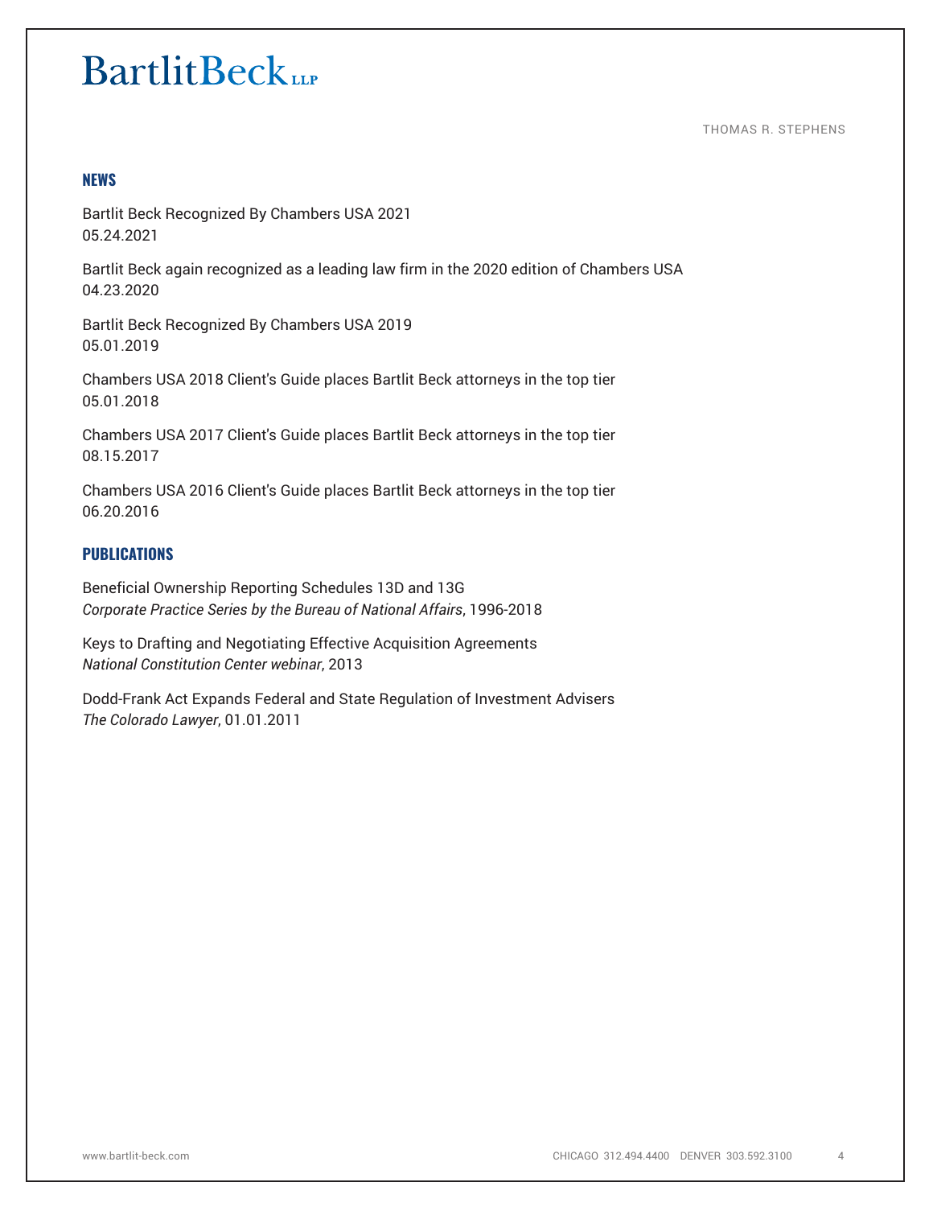## NEWS

Bartlit Beck Recognized By Chambers USA 2021
05.24.2021

Bartlit Beck again recognized as a leading law firm in the 2020 edition of Chambers USA
04.23.2020

Bartlit Beck Recognized By Chambers USA 2019
05.01.2019

Chambers USA 2018 Client's Guide places Bartlit Beck attorneys in the top tier
05.01.2018

Chambers USA 2017 Client's Guide places Bartlit Beck attorneys in the top tier
08.15.2017

Chambers USA 2016 Client's Guide places Bartlit Beck attorneys in the top tier
06.20.2016

## PUBLICATIONS

Beneficial Ownership Reporting Schedules 13D and 13G
*Corporate Practice Series by the Bureau of National Affairs*, 1996-2018

Keys to Drafting and Negotiating Effective Acquisition Agreements
*National Constitution Center webinar*, 2013

Dodd-Frank Act Expands Federal and State Regulation of Investment Advisers
*The Colorado Lawyer*, 01.01.2011